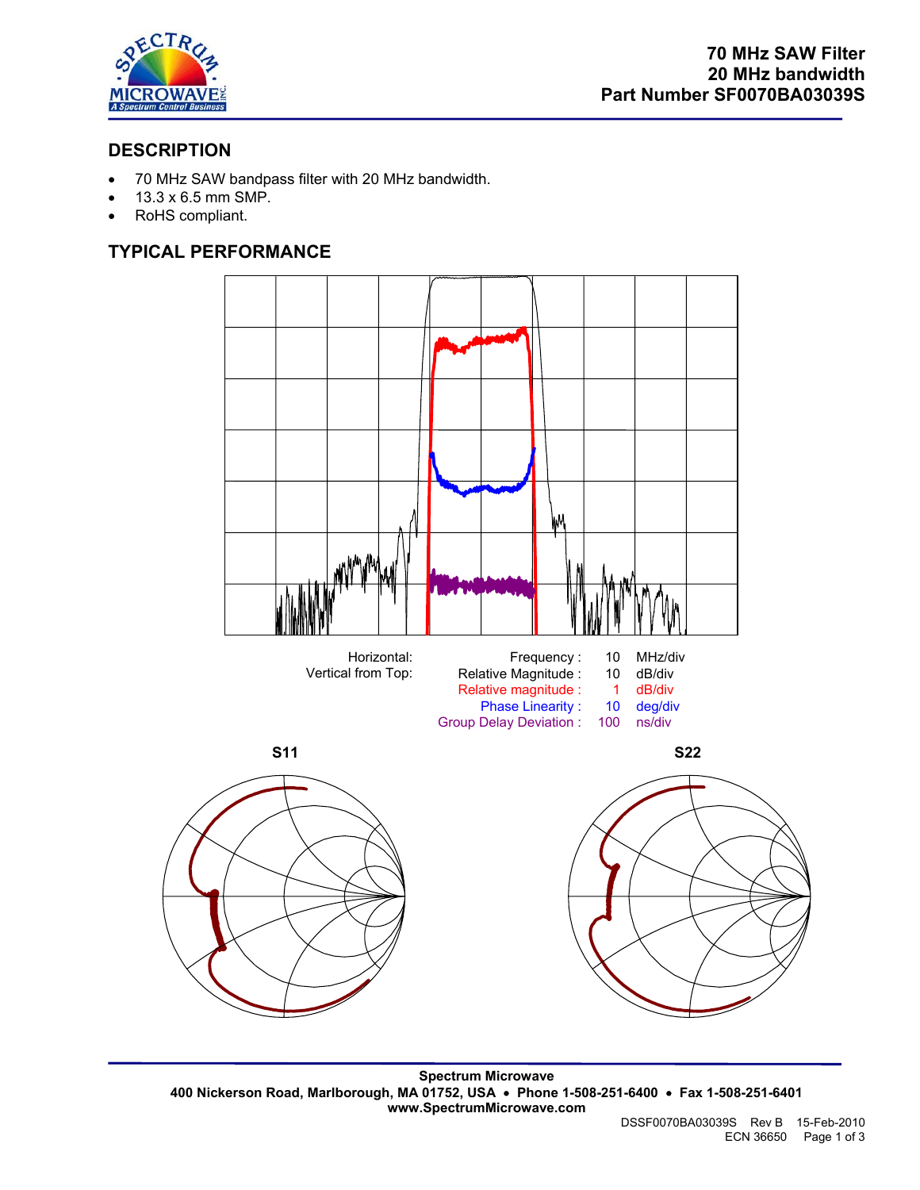**70 MHz SAW Filter**
**20 MHz bandwidth**
**Part Number SF0070BA03039S**

## DESCRIPTION

- 70 MHz SAW bandpass filter with 20 MHz bandwidth.
- 13.3 x 6.5 mm SMP.
- RoHS compliant.

## TYPICAL PERFORMANCE

| Horizontal: | Frequency : | 10 | MHz/div |
|---|---|---|---|
| Vertical from Top: | Relative Magnitude : | 10 | dB/div |
| | Relative magnitude : | 1 | dB/div |
| | Phase Linearity : | 10 | deg/div |
| | Group Delay Deviation : | 100 | ns/div |

S11

S22

**Spectrum Microwave**
**400 Nickerson Road, Marlborough, MA 01752, USA • Phone 1-508-251-6400 • Fax 1-508-251-6401**
**www.SpectrumMicrowave.com**

DSSF0070BA03039S Rev B 15-Feb-2010
ECN 36650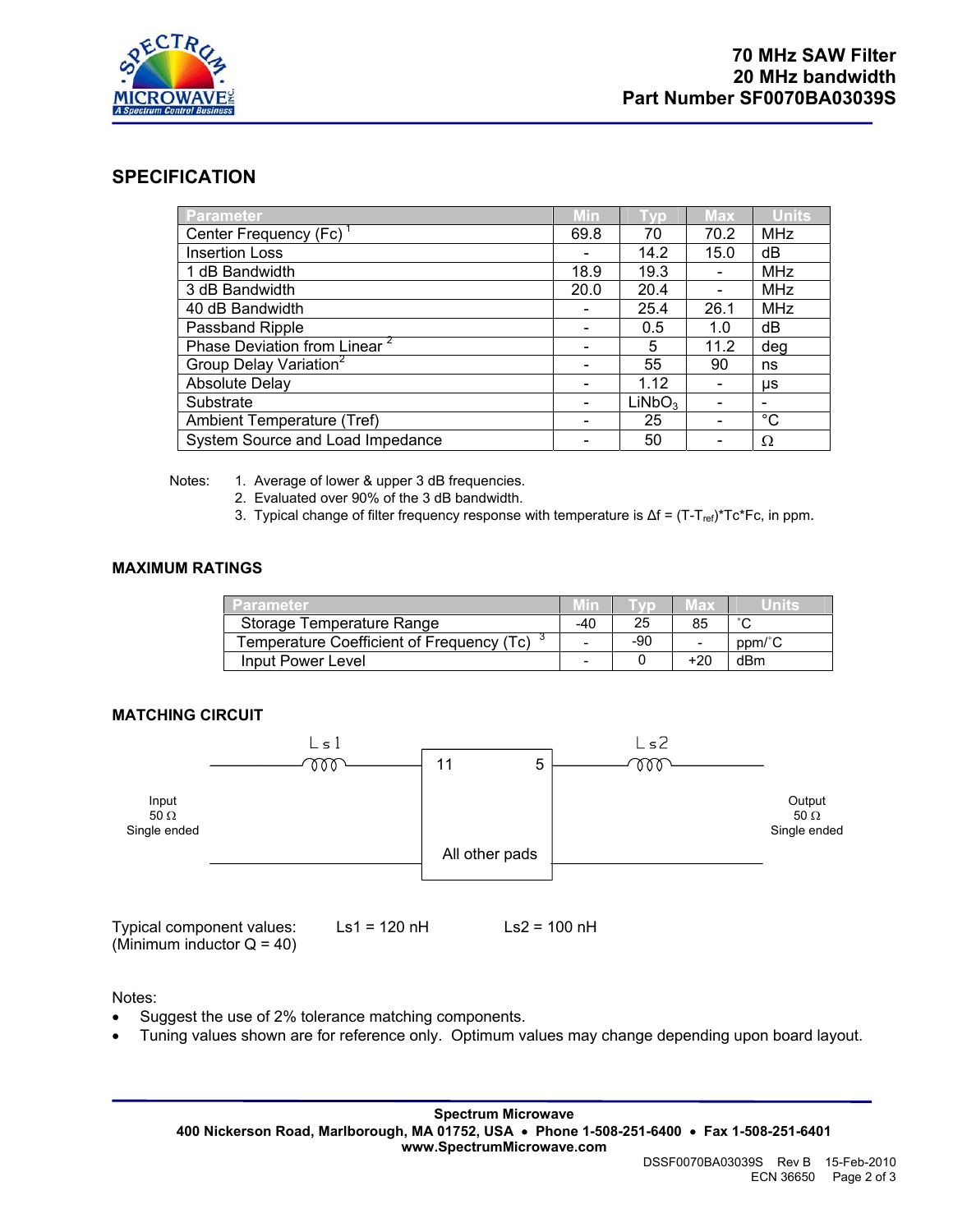# 70 MHz SAW Filter
# 20 MHz bandwidth
# Part Number SF0070BA03039S

## SPECIFICATION

| Parameter | Min | Typ | Max | Units |
|---|---|---|---|---|
| Center Frequency (Fc) [1] | 69.8 | 70 | 70.2 | MHz |
| Insertion Loss | - | 14.2 | 15.0 | dB |
| 1 dB Bandwidth | 18.9 | 19.3 | - | MHz |
| 3 dB Bandwidth | 20.0 | 20.4 | - | MHz |
| 40 dB Bandwidth | - | 25.4 | 26.1 | MHz |
| Passband Ripple | - | 0.5 | 1.0 | dB |
| Phase Deviation from Linear [2] | - | 5 | 11.2 | deg |
| Group Delay Variation[2] | - | 55 | 90 | ns |
| Absolute Delay | - | 1.12 | - | μs |
| Substrate | - | $LiNbO_3$ | - | - |
| Ambient Temperature (Tref) | - | 25 | - | °C |
| System Source and Load Impedance | - | 50 | - | Ω |

Notes:
1. Average of lower & upper 3 dB frequencies.
2. Evaluated over 90% of the 3 dB bandwidth.
3. Typical change of filter frequency response with temperature is $\Delta f = (T-T_{ref})*Tc*Fc$, in ppm.

### MAXIMUM RATINGS

| Parameter | Min | Typ | Max | Units |
|---|---|---|---|---|
| Storage Temperature Range | -40 | 25 | 85 | °C |
| Temperature Coefficient of Frequency (Tc) [3] | - | -90 | - | ppm/°C |
| Input Power Level | - | 0 | +20 | dBm |

### MATCHING CIRCUIT

Input 50 Ω Single ended — Ls1 — pad 11 | pad 5 — Ls2 — Output 50 Ω Single ended; All other pads to ground.

Typical component values: Ls1 = 120 nH Ls2 = 100 nH
(Minimum inductor Q = 40)

Notes:
- Suggest the use of 2% tolerance matching components.
- Tuning values shown are for reference only. Optimum values may change depending upon board layout.

**Spectrum Microwave**
**400 Nickerson Road, Marlborough, MA 01752, USA • Phone 1-508-251-6400 • Fax 1-508-251-6401**
**www.SpectrumMicrowave.com**

DSSF0070BA03039S Rev B 15-Feb-2010
ECN 36650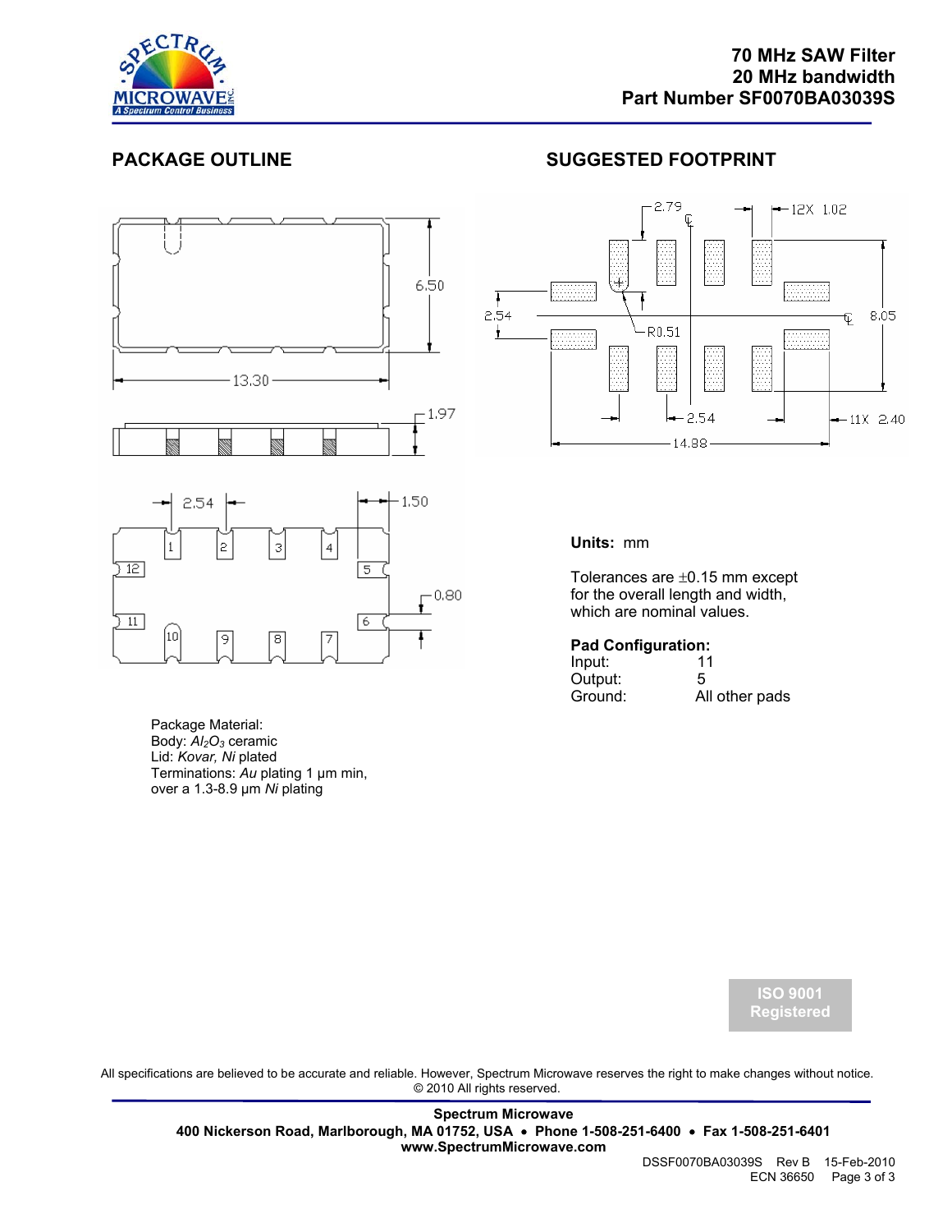# 70 MHz SAW Filter
# 20 MHz bandwidth
# Part Number SF0070BA03039S

## PACKAGE OUTLINE

6.50

13.30

1.97

2.54

1.50

1 2 3 4

12 5

0.80

11 6

10 9 8 7

## SUGGESTED FOOTPRINT

2.79

12X 1.02

2.54

R0.51

8.05

2.54

11X 2.40

14.88

**Units:** mm

Tolerances are ±0.15 mm except for the overall length and width, which are nominal values.

**Pad Configuration:**

| | |
|---|---|
| Input: | 11 |
| Output: | 5 |
| Ground: | All other pads |

Package Material:
Body: *$Al_2O_3$* ceramic
Lid: *Kovar, Ni* plated
Terminations: *Au* plating 1 µm min, over a 1.3-8.9 µm *Ni* plating

ISO 9001 Registered

All specifications are believed to be accurate and reliable. However, Spectrum Microwave reserves the right to make changes without notice.
© 2010 All rights reserved.

**Spectrum Microwave**
**400 Nickerson Road, Marlborough, MA 01752, USA • Phone 1-508-251-6400 • Fax 1-508-251-6401**
**www.SpectrumMicrowave.com**

DSSF0070BA03039S Rev B 15-Feb-2010
ECN 36650